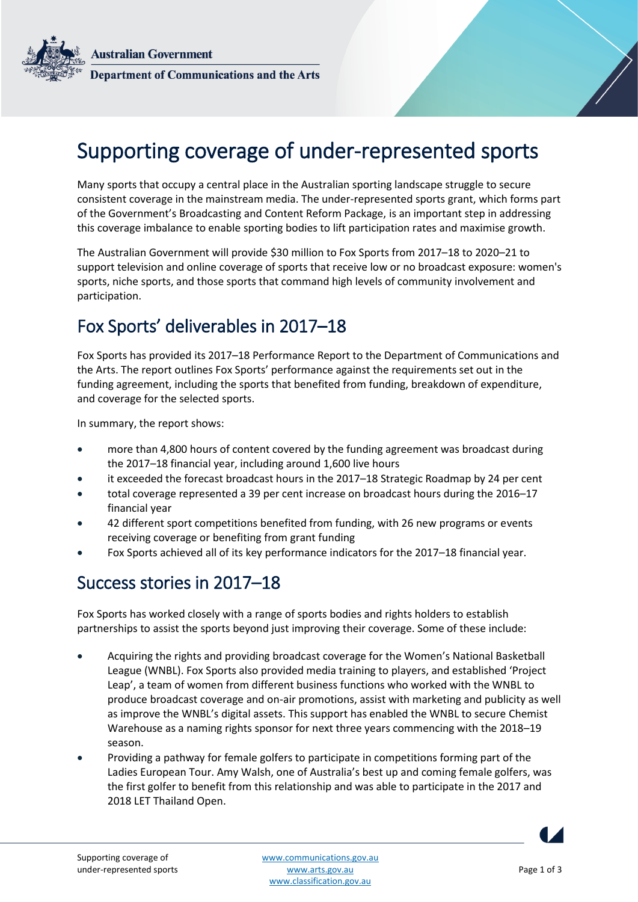Australian Government

Department of Communications and the Arts

# Supporting coverage of under-represented sports

Many sports that occupy a central place in the Australian sporting landscape struggle to secure consistent coverage in the mainstream media. The under-represented sports grant, which forms part of the Government's Broadcasting and Content Reform Package, is an important step in addressing this coverage imbalance to enable sporting bodies to lift participation rates and maximise growth.

The Australian Government will provide $30 million to Fox Sports from 2017–18 to 2020–21 to support television and online coverage of sports that receive low or no broadcast exposure: women's sports, niche sports, and those sports that command high levels of community involvement and participation.

## Fox Sports' deliverables in 2017–18

Fox Sports has provided its 2017–18 Performance Report to the Department of Communications and the Arts. The report outlines Fox Sports' performance against the requirements set out in the funding agreement, including the sports that benefited from funding, breakdown of expenditure, and coverage for the selected sports.

In summary, the report shows:

- more than 4,800 hours of content covered by the funding agreement was broadcast during the 2017–18 financial year, including around 1,600 live hours
- it exceeded the forecast broadcast hours in the 2017–18 Strategic Roadmap by 24 per cent
- total coverage represented a 39 per cent increase on broadcast hours during the 2016–17 financial year
- 42 different sport competitions benefited from funding, with 26 new programs or events receiving coverage or benefiting from grant funding
- Fox Sports achieved all of its key performance indicators for the 2017–18 financial year.

## Success stories in 2017–18

Fox Sports has worked closely with a range of sports bodies and rights holders to establish partnerships to assist the sports beyond just improving their coverage. Some of these include:

- Acquiring the rights and providing broadcast coverage for the Women's National Basketball League (WNBL). Fox Sports also provided media training to players, and established 'Project Leap', a team of women from different business functions who worked with the WNBL to produce broadcast coverage and on-air promotions, assist with marketing and publicity as well as improve the WNBL's digital assets. This support has enabled the WNBL to secure Chemist Warehouse as a naming rights sponsor for next three years commencing with the 2018–19 season.
- Providing a pathway for female golfers to participate in competitions forming part of the Ladies European Tour. Amy Walsh, one of Australia's best up and coming female golfers, was the first golfer to benefit from this relationship and was able to participate in the 2017 and 2018 LET Thailand Open.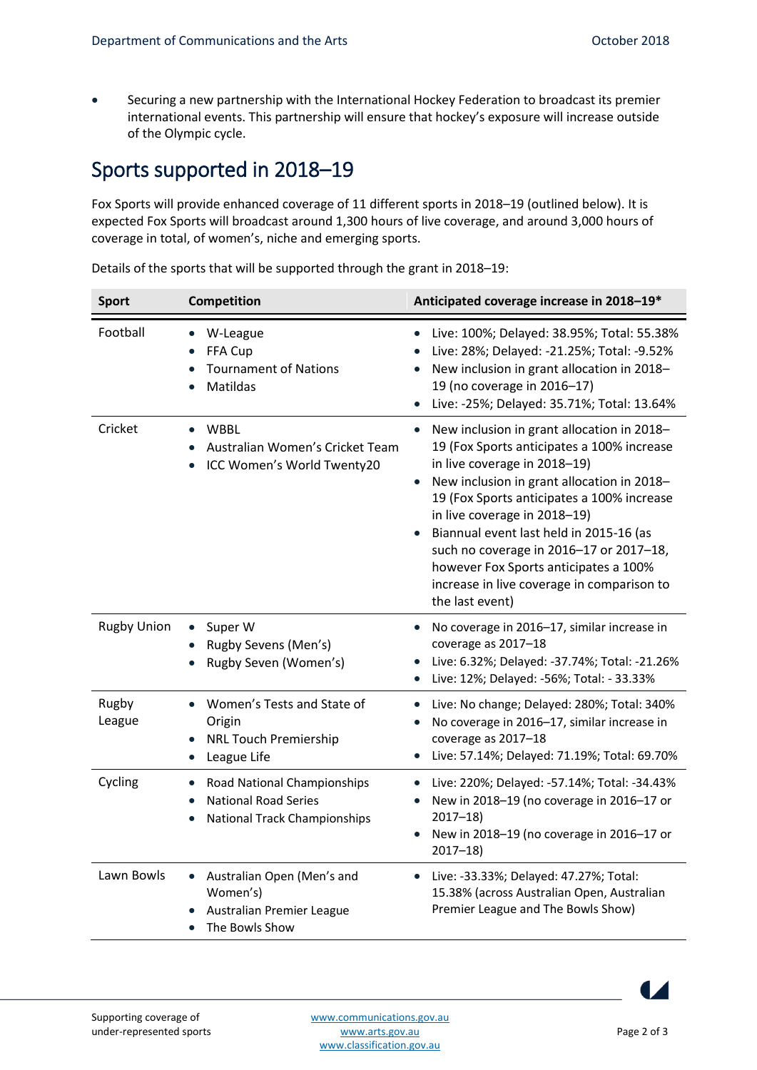- Securing a new partnership with the International Hockey Federation to broadcast its premier international events. This partnership will ensure that hockey's exposure will increase outside of the Olympic cycle.

## Sports supported in 2018–19

Fox Sports will provide enhanced coverage of 11 different sports in 2018–19 (outlined below). It is expected Fox Sports will broadcast around 1,300 hours of live coverage, and around 3,000 hours of coverage in total, of women's, niche and emerging sports.

Details of the sports that will be supported through the grant in 2018–19:

| Sport | Competition | Anticipated coverage increase in 2018–19* |
|---|---|---|
| Football | • W-League<br>• FFA Cup<br>• Tournament of Nations<br>• Matildas | • Live: 100%; Delayed: 38.95%; Total: 55.38%<br>• Live: 28%; Delayed: -21.25%; Total: -9.52%<br>• New inclusion in grant allocation in 2018–19 (no coverage in 2016–17)<br>• Live: -25%; Delayed: 35.71%; Total: 13.64% |
| Cricket | • WBBL<br>• Australian Women's Cricket Team<br>• ICC Women's World Twenty20 | • New inclusion in grant allocation in 2018–19 (Fox Sports anticipates a 100% increase in live coverage in 2018–19)<br>• New inclusion in grant allocation in 2018–19 (Fox Sports anticipates a 100% increase in live coverage in 2018–19)<br>• Biannual event last held in 2015-16 (as such no coverage in 2016–17 or 2017–18, however Fox Sports anticipates a 100% increase in live coverage in comparison to the last event) |
| Rugby Union | • Super W<br>• Rugby Sevens (Men's)<br>• Rugby Seven (Women's) | • No coverage in 2016–17, similar increase in coverage as 2017–18<br>• Live: 6.32%; Delayed: -37.74%; Total: -21.26%<br>• Live: 12%; Delayed: -56%; Total: - 33.33% |
| Rugby League | • Women's Tests and State of Origin<br>• NRL Touch Premiership<br>• League Life | • Live: No change; Delayed: 280%; Total: 340%<br>• No coverage in 2016–17, similar increase in coverage as 2017–18<br>• Live: 57.14%; Delayed: 71.19%; Total: 69.70% |
| Cycling | • Road National Championships<br>• National Road Series<br>• National Track Championships | • Live: 220%; Delayed: -57.14%; Total: -34.43%<br>• New in 2018–19 (no coverage in 2016–17 or 2017–18)<br>• New in 2018–19 (no coverage in 2016–17 or 2017–18) |
| Lawn Bowls | • Australian Open (Men's and Women's)<br>• Australian Premier League<br>• The Bowls Show | • Live: -33.33%; Delayed: 47.27%; Total: 15.38% (across Australian Open, Australian Premier League and The Bowls Show) |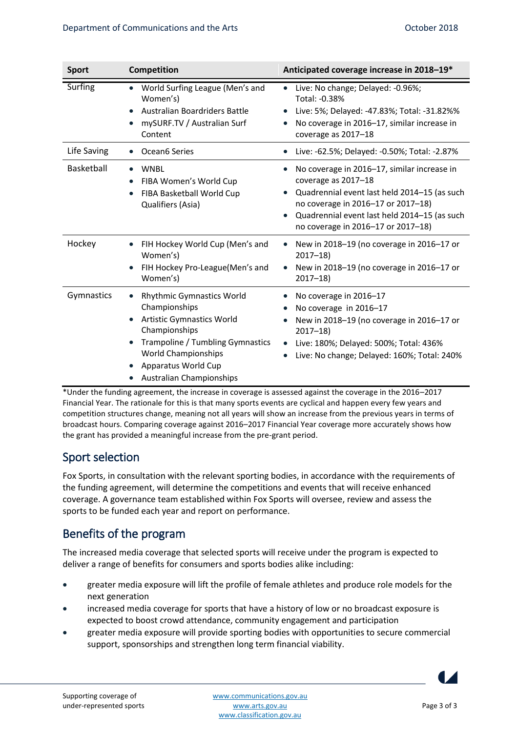| Sport | Competition | Anticipated coverage increase in 2018–19* |
| --- | --- | --- |
| Surfing | • World Surfing League (Men's and Women's)<br>• Australian Boardriders Battle<br>• mySURF.TV / Australian Surf Content | • Live: No change; Delayed: -0.96%; Total: -0.38%<br>• Live: 5%; Delayed: -47.83%; Total: -31.82%%<br>• No coverage in 2016–17, similar increase in coverage as 2017–18 |
| Life Saving | • Ocean6 Series | • Live: -62.5%; Delayed: -0.50%; Total: -2.87% |
| Basketball | • WNBL<br>• FIBA Women's World Cup<br>• FIBA Basketball World Cup Qualifiers (Asia) | • No coverage in 2016–17, similar increase in coverage as 2017–18<br>• Quadrennial event last held 2014–15 (as such no coverage in 2016–17 or 2017–18)<br>• Quadrennial event last held 2014–15 (as such no coverage in 2016–17 or 2017–18) |
| Hockey | • FIH Hockey World Cup (Men's and Women's)<br>• FIH Hockey Pro-League(Men's and Women's) | • New in 2018–19 (no coverage in 2016–17 or 2017–18)<br>• New in 2018–19 (no coverage in 2016–17 or 2017–18) |
| Gymnastics | • Rhythmic Gymnastics World Championships<br>• Artistic Gymnastics World Championships<br>• Trampoline / Tumbling Gymnastics World Championships<br>• Apparatus World Cup<br>• Australian Championships | • No coverage in 2016–17<br>• No coverage in 2016–17<br>• New in 2018–19 (no coverage in 2016–17 or 2017–18)<br>• Live: 180%; Delayed: 500%; Total: 436%<br>• Live: No change; Delayed: 160%; Total: 240% |

*Under the funding agreement, the increase in coverage is assessed against the coverage in the 2016–2017 Financial Year. The rationale for this is that many sports events are cyclical and happen every few years and competition structures change, meaning not all years will show an increase from the previous years in terms of broadcast hours. Comparing coverage against 2016–2017 Financial Year coverage more accurately shows how the grant has provided a meaningful increase from the pre-grant period.

## Sport selection

Fox Sports, in consultation with the relevant sporting bodies, in accordance with the requirements of the funding agreement, will determine the competitions and events that will receive enhanced coverage. A governance team established within Fox Sports will oversee, review and assess the sports to be funded each year and report on performance.

## Benefits of the program

The increased media coverage that selected sports will receive under the program is expected to deliver a range of benefits for consumers and sports bodies alike including:

- greater media exposure will lift the profile of female athletes and produce role models for the next generation
- increased media coverage for sports that have a history of low or no broadcast exposure is expected to boost crowd attendance, community engagement and participation
- greater media exposure will provide sporting bodies with opportunities to secure commercial support, sponsorships and strengthen long term financial viability.